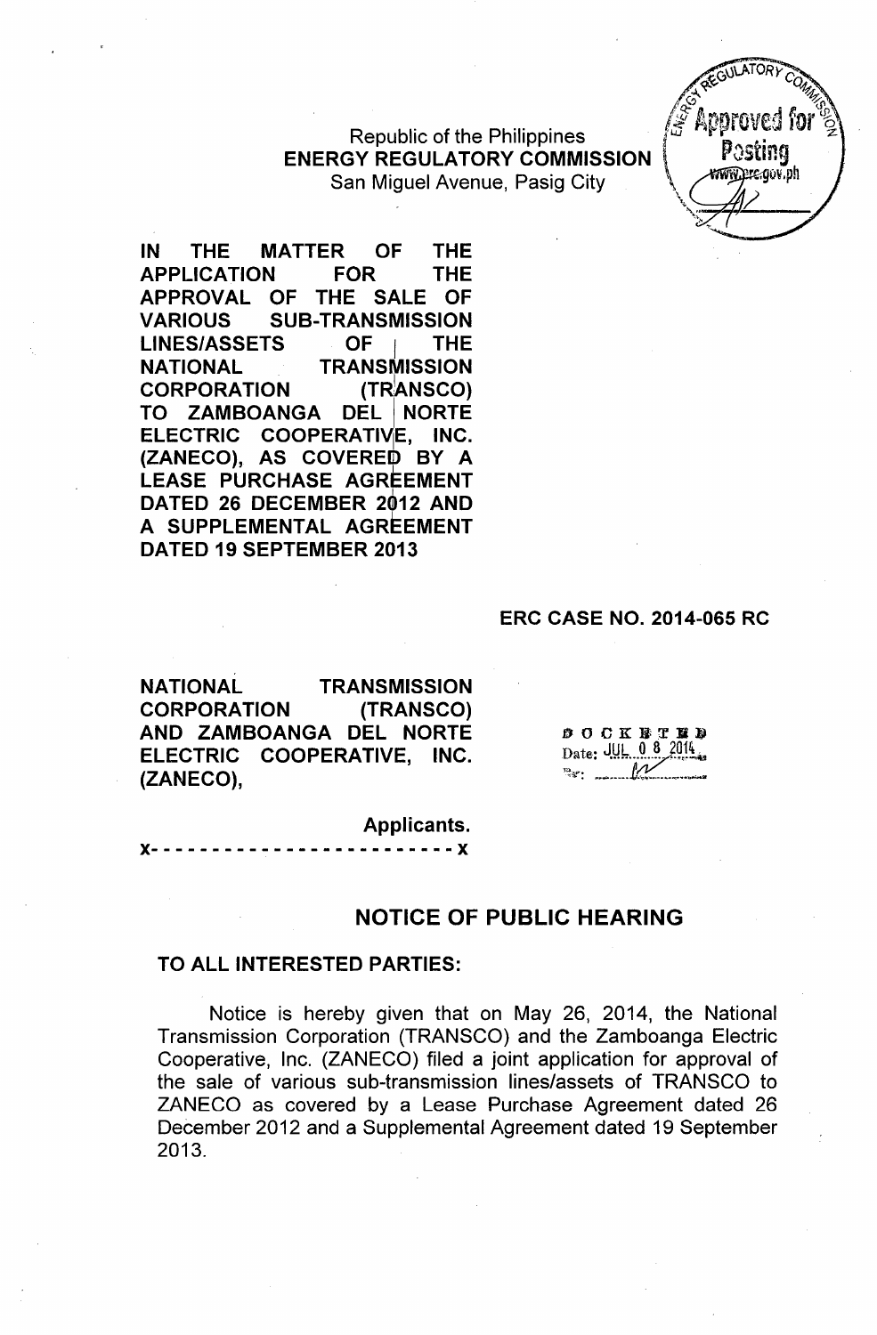Republic of the Philippines
**ENERGY REGULATORY COMMISSION**
San Miguel Avenue, Pasig City

**IN THE MATTER OF THE APPLICATION FOR THE APPROVAL OF THE SALE OF VARIOUS SUB-TRANSMISSION LINES/ASSETS OF THE NATIONAL TRANSMISSION CORPORATION (TRANSCO) TO ZAMBOANGA DEL NORTE ELECTRIC COOPERATIVE, INC. (ZANECO), AS COVERED BY A LEASE PURCHASE AGREEMENT DATED 26 DECEMBER 2012 AND A SUPPLEMENTAL AGREEMENT DATED 19 SEPTEMBER 2013**

**ERC CASE NO. 2014-065 RC**

**NATIONAL TRANSMISSION CORPORATION (TRANSCO) AND ZAMBOANGA DEL NORTE ELECTRIC COOPERATIVE, INC. (ZANECO),**

**Applicants.**

x- - - - - - - - - - - - - - - - - - - - - - - - - x

DOCKETED
Date: JUL 08 2014

## NOTICE OF PUBLIC HEARING

**TO ALL INTERESTED PARTIES:**

Notice is hereby given that on May 26, 2014, the National Transmission Corporation (TRANSCO) and the Zamboanga Electric Cooperative, Inc. (ZANECO) filed a joint application for approval of the sale of various sub-transmission lines/assets of TRANSCO to ZANECO as covered by a Lease Purchase Agreement dated 26 December 2012 and a Supplemental Agreement dated 19 September 2013.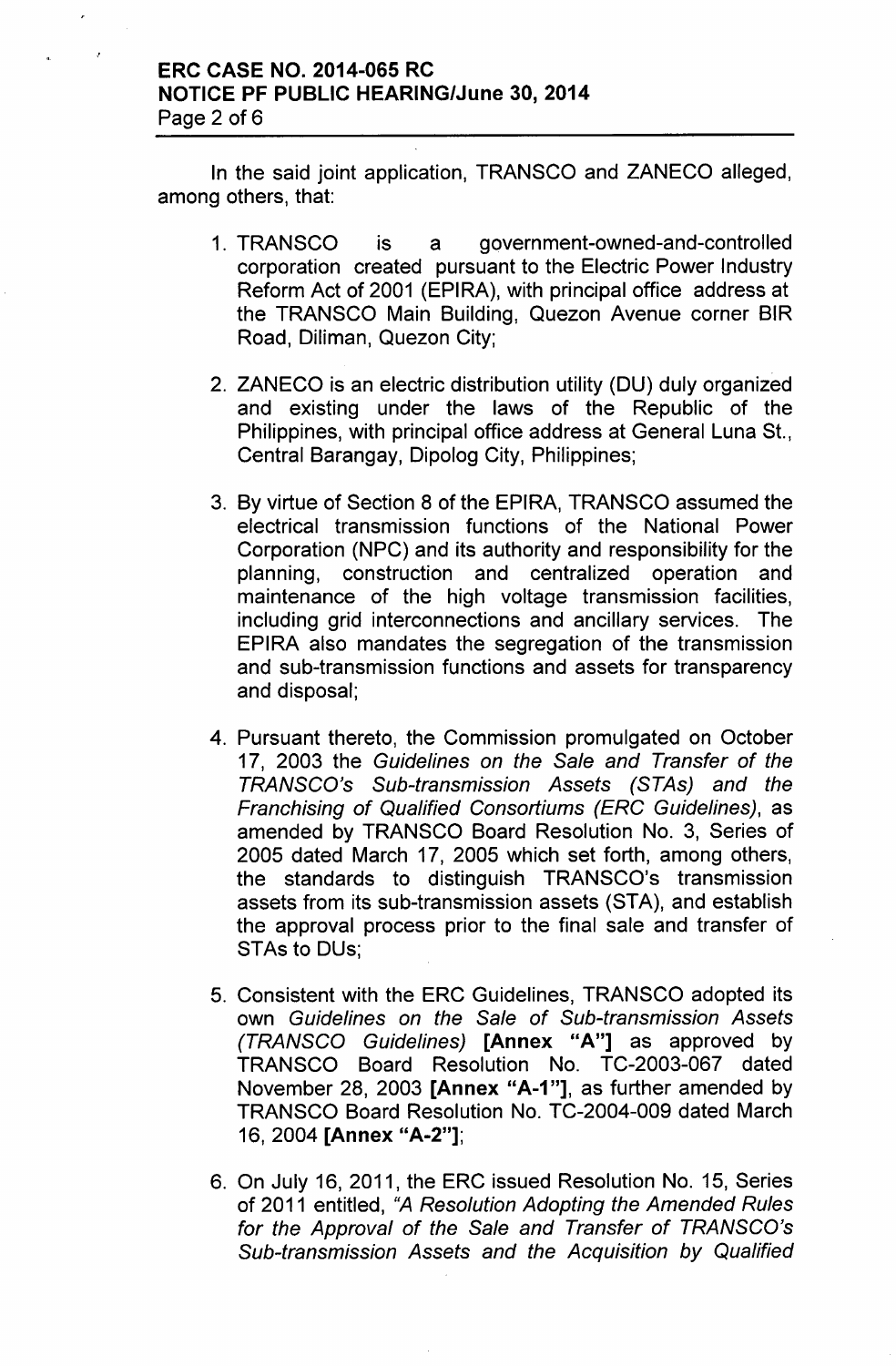In the said joint application, TRANSCO and ZANECO alleged, among others, that:

1. TRANSCO is a government-owned-and-controlled corporation created pursuant to the Electric Power Industry Reform Act of 2001 (EPIRA), with principal office address at the TRANSCO Main Building, Quezon Avenue corner BIR Road, Diliman, Quezon City;

2. ZANECO is an electric distribution utility (DU) duly organized and existing under the laws of the Republic of the Philippines, with principal office address at General Luna St., Central Barangay, Dipolog City, Philippines;

3. By virtue of Section 8 of the EPIRA, TRANSCO assumed the electrical transmission functions of the National Power Corporation (NPC) and its authority and responsibility for the planning, construction and centralized operation and maintenance of the high voltage transmission facilities, including grid interconnections and ancillary services. The EPIRA also mandates the segregation of the transmission and sub-transmission functions and assets for transparency and disposal;

4. Pursuant thereto, the Commission promulgated on October 17, 2003 the *Guidelines on the Sale and Transfer of the TRANSCO's Sub-transmission Assets (STAs) and the Franchising of Qualified Consortiums (ERC Guidelines)*, as amended by TRANSCO Board Resolution No. 3, Series of 2005 dated March 17, 2005 which set forth, among others, the standards to distinguish TRANSCO's transmission assets from its sub-transmission assets (STA), and establish the approval process prior to the final sale and transfer of STAs to DUs;

5. Consistent with the ERC Guidelines, TRANSCO adopted its own *Guidelines on the Sale of Sub-transmission Assets (TRANSCO Guidelines)* **[Annex "A"]** as approved by TRANSCO Board Resolution No. TC-2003-067 dated November 28, 2003 **[Annex "A-1"]**, as further amended by TRANSCO Board Resolution No. TC-2004-009 dated March 16, 2004 **[Annex "A-2"]**;

6. On July 16, 2011, the ERC issued Resolution No. 15, Series of 2011 entitled, *"A Resolution Adopting the Amended Rules for the Approval of the Sale and Transfer of TRANSCO's Sub-transmission Assets and the Acquisition by Qualified*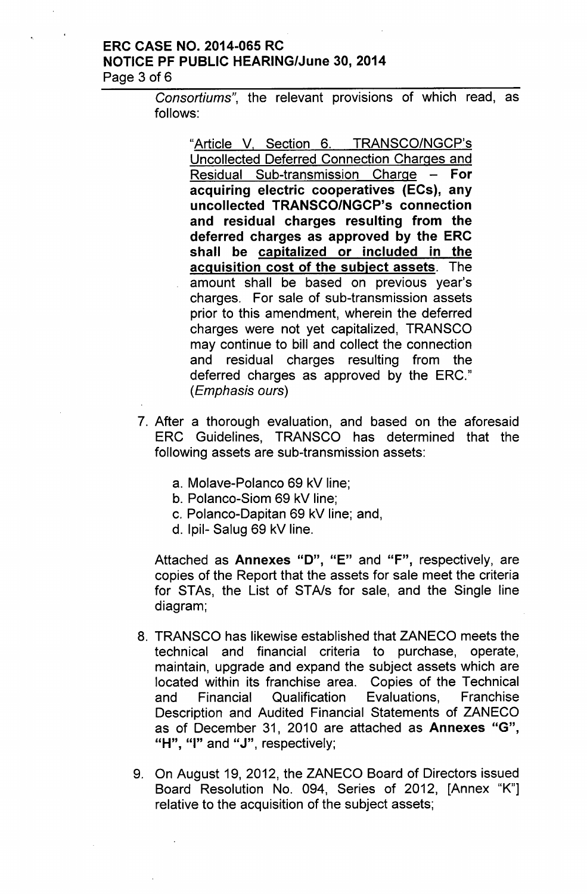*Consortiums"*, the relevant provisions of which read, as follows:

> "Article V, Section 6. TRANSCO/NGCP's Uncollected Deferred Connection Charges and Residual Sub-transmission Charge – **For acquiring electric cooperatives (ECs), any uncollected TRANSCO/NGCP's connection and residual charges resulting from the deferred charges as approved by the ERC shall be capitalized or included in the acquisition cost of the subject assets**. The amount shall be based on previous year's charges. For sale of sub-transmission assets prior to this amendment, wherein the deferred charges were not yet capitalized, TRANSCO may continue to bill and collect the connection and residual charges resulting from the deferred charges as approved by the ERC." *(Emphasis ours)*

7. After a thorough evaluation, and based on the aforesaid ERC Guidelines, TRANSCO has determined that the following assets are sub-transmission assets:

    a. Molave-Polanco 69 kV line;
    b. Polanco-Siom 69 kV line;
    c. Polanco-Dapitan 69 kV line; and,
    d. Ipil- Salug 69 kV line.

    Attached as **Annexes "D", "E"** and **"F"**, respectively, are copies of the Report that the assets for sale meet the criteria for STAs, the List of STA/s for sale, and the Single line diagram;

8. TRANSCO has likewise established that ZANECO meets the technical and financial criteria to purchase, operate, maintain, upgrade and expand the subject assets which are located within its franchise area. Copies of the Technical and Financial Qualification Evaluations, Franchise Description and Audited Financial Statements of ZANECO as of December 31, 2010 are attached as **Annexes "G", "H", "I"** and **"J"**, respectively;

9. On August 19, 2012, the ZANECO Board of Directors issued Board Resolution No. 094, Series of 2012, [Annex "K"] relative to the acquisition of the subject assets;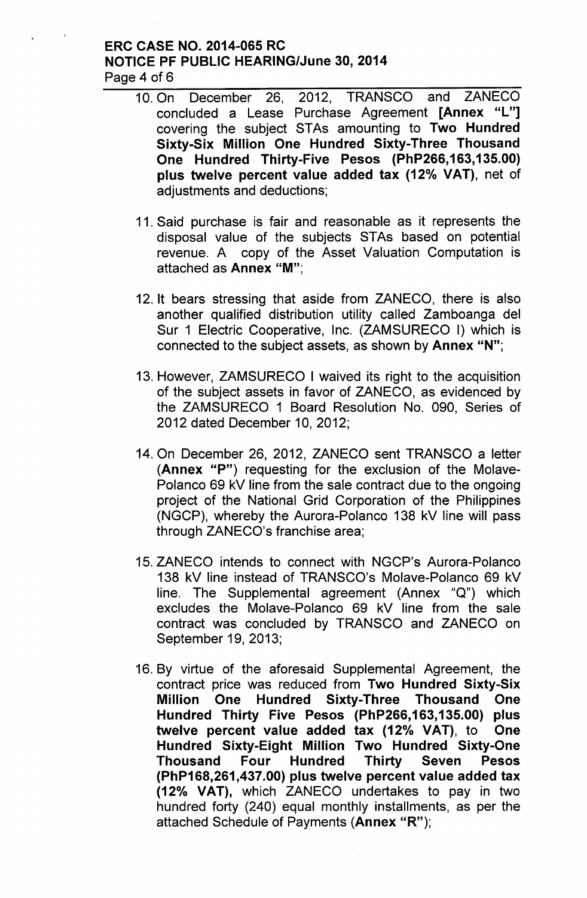10. On December 26, 2012, TRANSCO and ZANECO concluded a Lease Purchase Agreement **[Annex "L"]** covering the subject STAs amounting to **Two Hundred Sixty-Six Million One Hundred Sixty-Three Thousand One Hundred Thirty-Five Pesos (PhP266,163,135.00) plus twelve percent value added tax (12% VAT)**, net of adjustments and deductions;

11. Said purchase is fair and reasonable as it represents the disposal value of the subjects STAs based on potential revenue. A copy of the Asset Valuation Computation is attached as **Annex "M"**;

12. It bears stressing that aside from ZANECO, there is also another qualified distribution utility called Zamboanga del Sur 1 Electric Cooperative, Inc. (ZAMSURECO I) which is connected to the subject assets, as shown by **Annex "N"**;

13. However, ZAMSURECO I waived its right to the acquisition of the subject assets in favor of ZANECO, as evidenced by the ZAMSURECO 1 Board Resolution No. 090, Series of 2012 dated December 10, 2012;

14. On December 26, 2012, ZANECO sent TRANSCO a letter (**Annex "P"**) requesting for the exclusion of the Molave-Polanco 69 kV line from the sale contract due to the ongoing project of the National Grid Corporation of the Philippines (NGCP), whereby the Aurora-Polanco 138 kV line will pass through ZANECO's franchise area;

15. ZANECO intends to connect with NGCP's Aurora-Polanco 138 kV line instead of TRANSCO's Molave-Polanco 69 kV line. The Supplemental agreement (Annex "Q") which excludes the Molave-Polanco 69 kV line from the sale contract was concluded by TRANSCO and ZANECO on September 19, 2013;

16. By virtue of the aforesaid Supplemental Agreement, the contract price was reduced from **Two Hundred Sixty-Six Million One Hundred Sixty-Three Thousand One Hundred Thirty Five Pesos (PhP266,163,135.00) plus twelve percent value added tax (12% VAT)**, to **One Hundred Sixty-Eight Million Two Hundred Sixty-One Thousand Four Hundred Thirty Seven Pesos (PhP168,261,437.00) plus twelve percent value added tax (12% VAT),** which ZANECO undertakes to pay in two hundred forty (240) equal monthly installments, as per the attached Schedule of Payments (**Annex "R"**);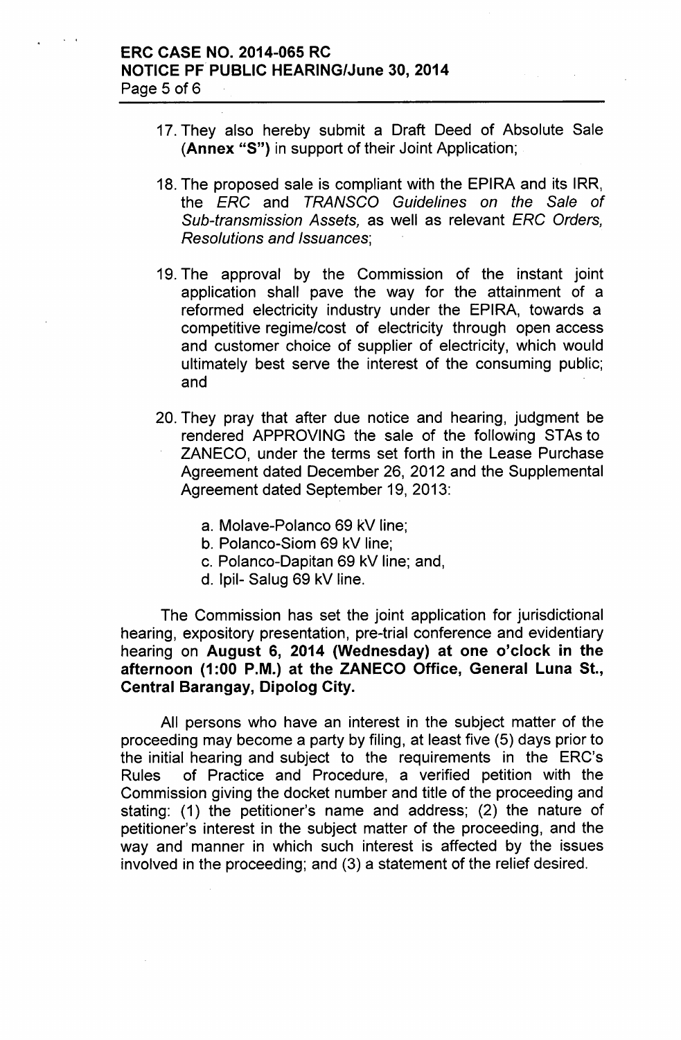17. They also hereby submit a Draft Deed of Absolute Sale (**Annex "S"**) in support of their Joint Application;

18. The proposed sale is compliant with the EPIRA and its IRR, the *ERC* and *TRANSCO Guidelines on the Sale of Sub-transmission Assets,* as well as relevant *ERC Orders, Resolutions and Issuances*;

19. The approval by the Commission of the instant joint application shall pave the way for the attainment of a reformed electricity industry under the EPIRA, towards a competitive regime/cost of electricity through open access and customer choice of supplier of electricity, which would ultimately best serve the interest of the consuming public; and

20. They pray that after due notice and hearing, judgment be rendered APPROVING the sale of the following STAs to ZANECO, under the terms set forth in the Lease Purchase Agreement dated December 26, 2012 and the Supplemental Agreement dated September 19, 2013:

    a. Molave-Polanco 69 kV line;
    b. Polanco-Siom 69 kV line;
    c. Polanco-Dapitan 69 kV line; and,
    d. Ipil- Salug 69 kV line.

The Commission has set the joint application for jurisdictional hearing, expository presentation, pre-trial conference and evidentiary hearing on **August 6, 2014 (Wednesday) at one o'clock in the afternoon (1:00 P.M.) at the ZANECO Office, General Luna St., Central Barangay, Dipolog City.**

All persons who have an interest in the subject matter of the proceeding may become a party by filing, at least five (5) days prior to the initial hearing and subject to the requirements in the ERC's Rules of Practice and Procedure, a verified petition with the Commission giving the docket number and title of the proceeding and stating: (1) the petitioner's name and address; (2) the nature of petitioner's interest in the subject matter of the proceeding, and the way and manner in which such interest is affected by the issues involved in the proceeding; and (3) a statement of the relief desired.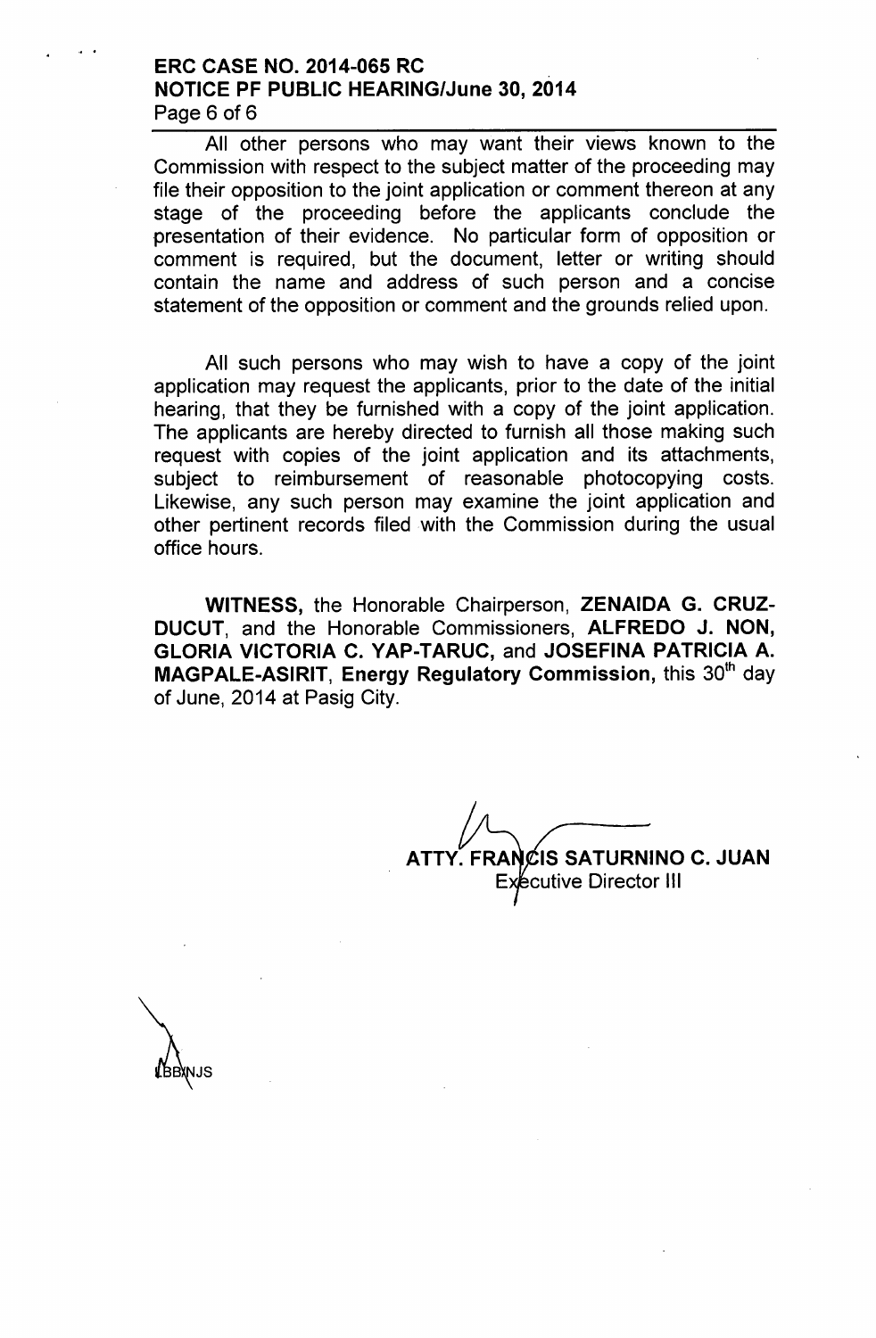All other persons who may want their views known to the Commission with respect to the subject matter of the proceeding may file their opposition to the joint application or comment thereon at any stage of the proceeding before the applicants conclude the presentation of their evidence. No particular form of opposition or comment is required, but the document, letter or writing should contain the name and address of such person and a concise statement of the opposition or comment and the grounds relied upon.

All such persons who may wish to have a copy of the joint application may request the applicants, prior to the date of the initial hearing, that they be furnished with a copy of the joint application. The applicants are hereby directed to furnish all those making such request with copies of the joint application and its attachments, subject to reimbursement of reasonable photocopying costs. Likewise, any such person may examine the joint application and other pertinent records filed with the Commission during the usual office hours.

**WITNESS,** the Honorable Chairperson, **ZENAIDA G. CRUZ-DUCUT**, and the Honorable Commissioners, **ALFREDO J. NON, GLORIA VICTORIA C. YAP-TARUC,** and **JOSEFINA PATRICIA A. MAGPALE-ASIRIT, Energy Regulatory Commission,** this 30th day of June, 2014 at Pasig City.

**ATTY. FRANCIS SATURNINO C. JUAN**
Executive Director III

LBB/NJS